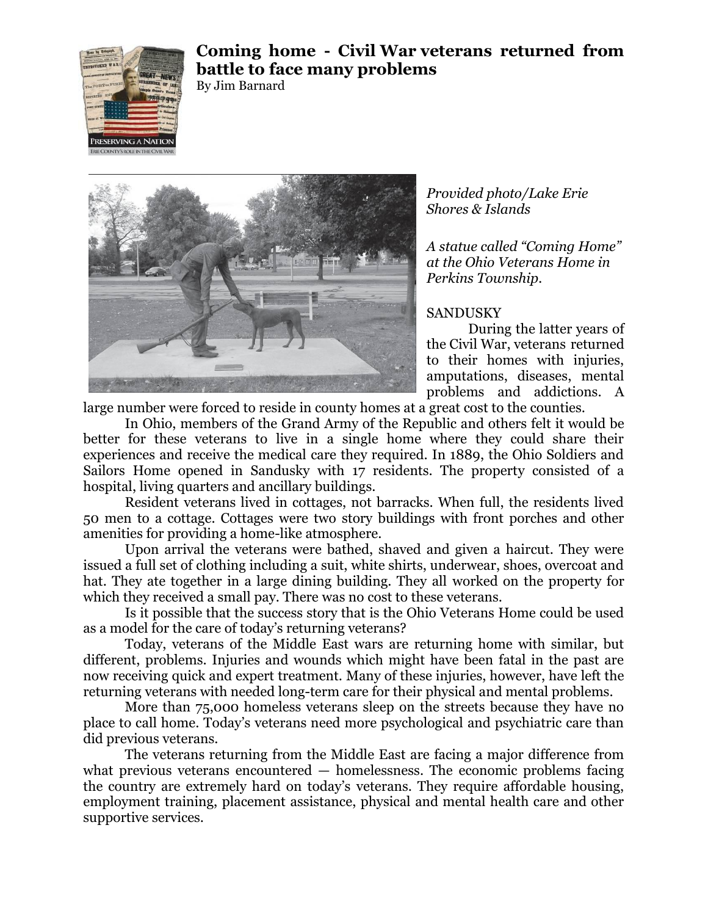# Coming home - Civil War veterans returned from battle to face many problems

By Jim Barnard

*Provided photo/Lake Erie Shores & Islands*

*A statue called "Coming Home" at the Ohio Veterans Home in Perkins Township.*

SANDUSKY

During the latter years of the Civil War, veterans returned to their homes with injuries, amputations, diseases, mental problems and addictions. A large number were forced to reside in county homes at a great cost to the counties.

In Ohio, members of the Grand Army of the Republic and others felt it would be better for these veterans to live in a single home where they could share their experiences and receive the medical care they required. In 1889, the Ohio Soldiers and Sailors Home opened in Sandusky with 17 residents. The property consisted of a hospital, living quarters and ancillary buildings.

Resident veterans lived in cottages, not barracks. When full, the residents lived 50 men to a cottage. Cottages were two story buildings with front porches and other amenities for providing a home-like atmosphere.

Upon arrival the veterans were bathed, shaved and given a haircut. They were issued a full set of clothing including a suit, white shirts, underwear, shoes, overcoat and hat. They ate together in a large dining building. They all worked on the property for which they received a small pay. There was no cost to these veterans.

Is it possible that the success story that is the Ohio Veterans Home could be used as a model for the care of today's returning veterans?

Today, veterans of the Middle East wars are returning home with similar, but different, problems. Injuries and wounds which might have been fatal in the past are now receiving quick and expert treatment. Many of these injuries, however, have left the returning veterans with needed long-term care for their physical and mental problems.

More than 75,000 homeless veterans sleep on the streets because they have no place to call home. Today's veterans need more psychological and psychiatric care than did previous veterans.

The veterans returning from the Middle East are facing a major difference from what previous veterans encountered — homelessness. The economic problems facing the country are extremely hard on today's veterans. They require affordable housing, employment training, placement assistance, physical and mental health care and other supportive services.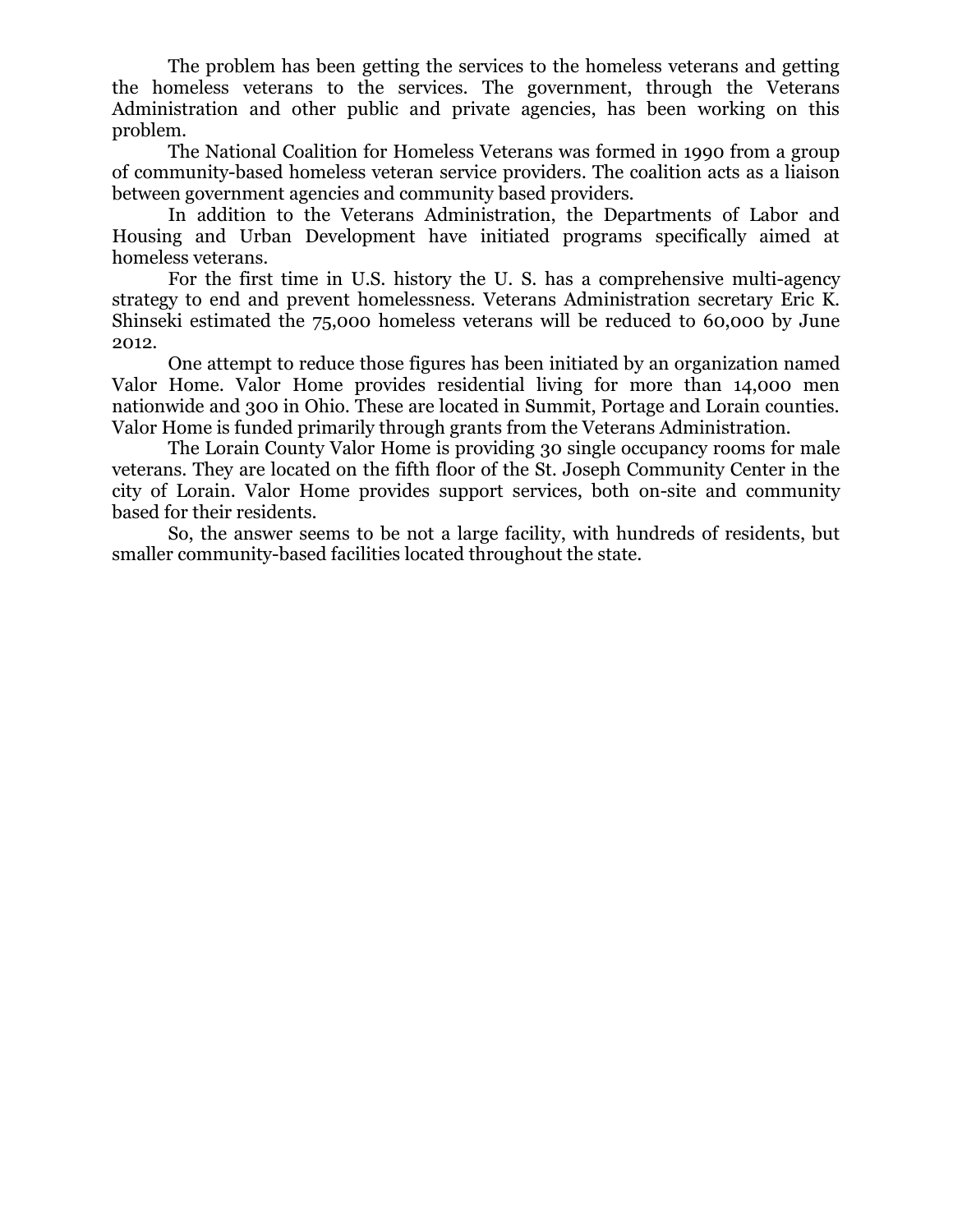The problem has been getting the services to the homeless veterans and getting the homeless veterans to the services. The government, through the Veterans Administration and other public and private agencies, has been working on this problem.

The National Coalition for Homeless Veterans was formed in 1990 from a group of community-based homeless veteran service providers. The coalition acts as a liaison between government agencies and community based providers.

In addition to the Veterans Administration, the Departments of Labor and Housing and Urban Development have initiated programs specifically aimed at homeless veterans.

For the first time in U.S. history the U. S. has a comprehensive multi-agency strategy to end and prevent homelessness. Veterans Administration secretary Eric K. Shinseki estimated the 75,000 homeless veterans will be reduced to 60,000 by June 2012.

One attempt to reduce those figures has been initiated by an organization named Valor Home. Valor Home provides residential living for more than 14,000 men nationwide and 300 in Ohio. These are located in Summit, Portage and Lorain counties. Valor Home is funded primarily through grants from the Veterans Administration.

The Lorain County Valor Home is providing 30 single occupancy rooms for male veterans. They are located on the fifth floor of the St. Joseph Community Center in the city of Lorain. Valor Home provides support services, both on-site and community based for their residents.

So, the answer seems to be not a large facility, with hundreds of residents, but smaller community-based facilities located throughout the state.